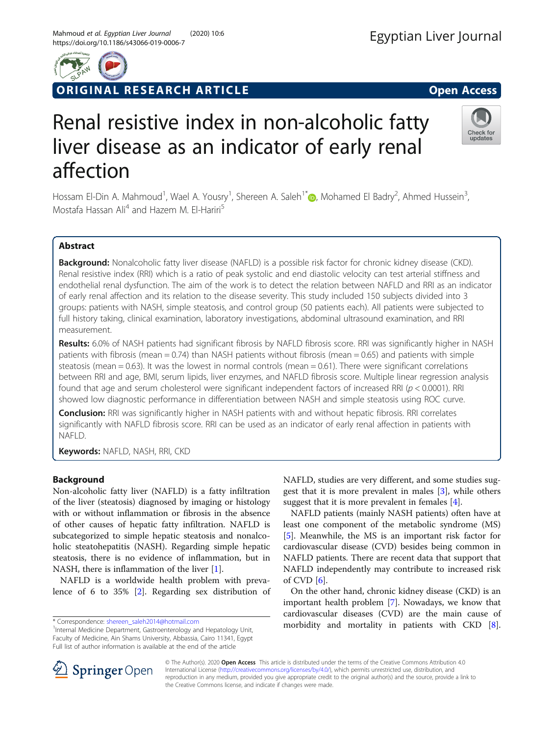ORIGINAL RESEARCH ARTICLE

Open Access

# Renal resistive index in non-alcoholic fatty liver disease as an indicator of early renal affection

Hossam El-Din A. Mahmoud[1], Wael A. Yousry[1], Shereen A. Saleh[1*], Mohamed El Badry[2], Ahmed Hussein[3], Mostafa Hassan Ali[4] and Hazem M. El-Hariri[5]

## Abstract

**Background:** Nonalcoholic fatty liver disease (NAFLD) is a possible risk factor for chronic kidney disease (CKD). Renal resistive index (RRI) which is a ratio of peak systolic and end diastolic velocity can test arterial stiffness and endothelial renal dysfunction. The aim of the work is to detect the relation between NAFLD and RRI as an indicator of early renal affection and its relation to the disease severity. This study included 150 subjects divided into 3 groups: patients with NASH, simple steatosis, and control group (50 patients each). All patients were subjected to full history taking, clinical examination, laboratory investigations, abdominal ultrasound examination, and RRI measurement.

**Results:** 6.0% of NASH patients had significant fibrosis by NAFLD fibrosis score. RRI was significantly higher in NASH patients with fibrosis (mean = 0.74) than NASH patients without fibrosis (mean = 0.65) and patients with simple steatosis (mean = 0.63). It was the lowest in normal controls (mean = 0.61). There were significant correlations between RRI and age, BMI, serum lipids, liver enzymes, and NAFLD fibrosis score. Multiple linear regression analysis found that age and serum cholesterol were significant independent factors of increased RRI ($p < 0.0001$). RRI showed low diagnostic performance in differentiation between NASH and simple steatosis using ROC curve.

**Conclusion:** RRI was significantly higher in NASH patients with and without hepatic fibrosis. RRI correlates significantly with NAFLD fibrosis score. RRI can be used as an indicator of early renal affection in patients with NAFLD.

**Keywords:** NAFLD, NASH, RRI, CKD

## Background

Non-alcoholic fatty liver (NAFLD) is a fatty infiltration of the liver (steatosis) diagnosed by imaging or histology with or without inflammation or fibrosis in the absence of other causes of hepatic fatty infiltration. NAFLD is subcategorized to simple hepatic steatosis and nonalcoholic steatohepatitis (NASH). Regarding simple hepatic steatosis, there is no evidence of inflammation, but in NASH, there is inflammation of the liver [1].

NAFLD is a worldwide health problem with prevalence of 6 to 35% [2]. Regarding sex distribution of NAFLD, studies are very different, and some studies suggest that it is more prevalent in males [3], while others suggest that it is more prevalent in females [4].

NAFLD patients (mainly NASH patients) often have at least one component of the metabolic syndrome (MS) [5]. Meanwhile, the MS is an important risk factor for cardiovascular disease (CVD) besides being common in NAFLD patients. There are recent data that support that NAFLD independently may contribute to increased risk of CVD [6].

On the other hand, chronic kidney disease (CKD) is an important health problem [7]. Nowadays, we know that cardiovascular diseases (CVD) are the main cause of morbidity and mortality in patients with CKD [8].

* Correspondence: shereen_saleh2014@hotmail.com
[1]Internal Medicine Department, Gastroenterology and Hepatology Unit, Faculty of Medicine, Ain Shams University, Abbassia, Cairo 11341, Egypt
Full list of author information is available at the end of the article

© The Author(s). 2020 **Open Access** This article is distributed under the terms of the Creative Commons Attribution 4.0 International License (http://creativecommons.org/licenses/by/4.0/), which permits unrestricted use, distribution, and reproduction in any medium, provided you give appropriate credit to the original author(s) and the source, provide a link to the Creative Commons license, and indicate if changes were made.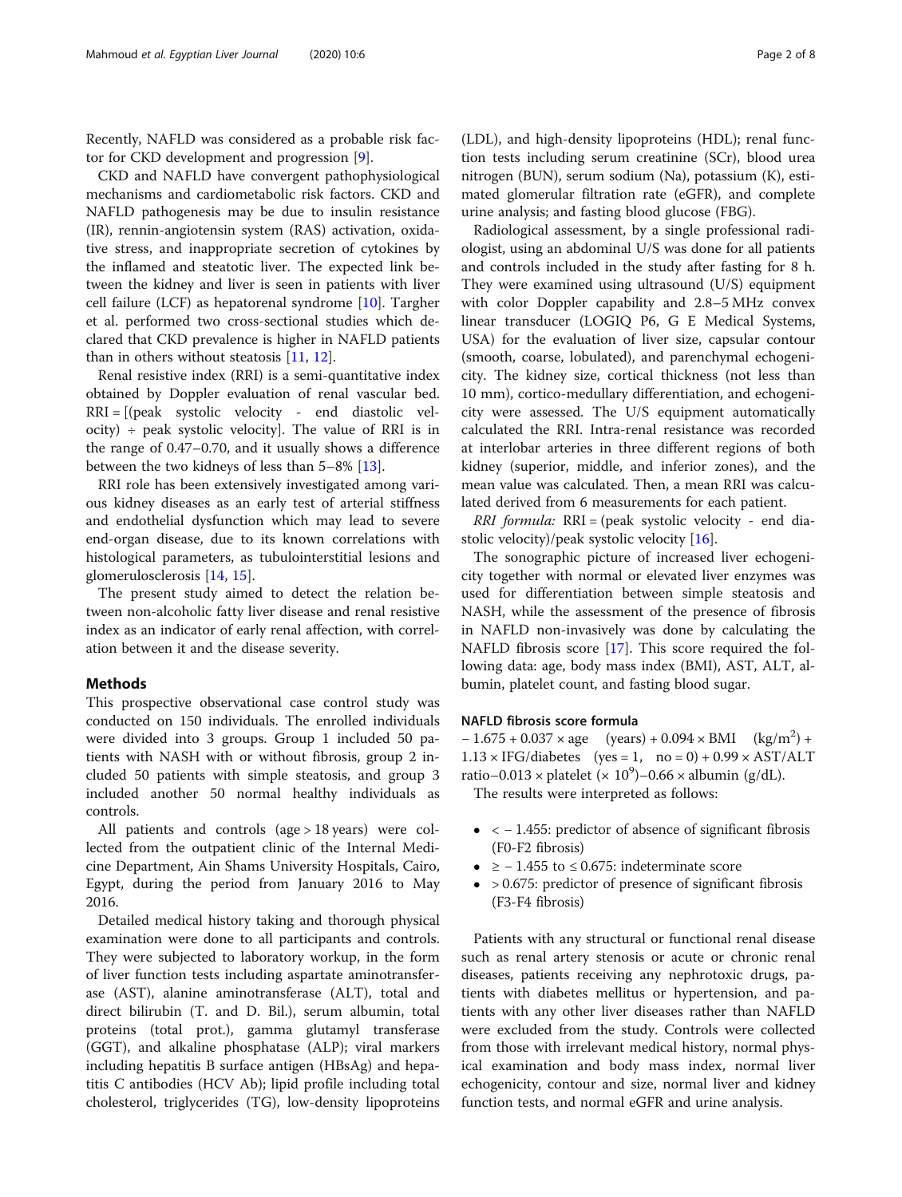Recently, NAFLD was considered as a probable risk factor for CKD development and progression [9].

CKD and NAFLD have convergent pathophysiological mechanisms and cardiometabolic risk factors. CKD and NAFLD pathogenesis may be due to insulin resistance (IR), rennin-angiotensin system (RAS) activation, oxidative stress, and inappropriate secretion of cytokines by the inflamed and steatotic liver. The expected link between the kidney and liver is seen in patients with liver cell failure (LCF) as hepatorenal syndrome [10]. Targher et al. performed two cross-sectional studies which declared that CKD prevalence is higher in NAFLD patients than in others without steatosis [11, 12].

Renal resistive index (RRI) is a semi-quantitative index obtained by Doppler evaluation of renal vascular bed. RRI = [(peak systolic velocity - end diastolic velocity) ÷ peak systolic velocity]. The value of RRI is in the range of 0.47–0.70, and it usually shows a difference between the two kidneys of less than 5–8% [13].

RRI role has been extensively investigated among various kidney diseases as an early test of arterial stiffness and endothelial dysfunction which may lead to severe end-organ disease, due to its known correlations with histological parameters, as tubulointerstitial lesions and glomerulosclerosis [14, 15].

The present study aimed to detect the relation between non-alcoholic fatty liver disease and renal resistive index as an indicator of early renal affection, with correlation between it and the disease severity.

## Methods

This prospective observational case control study was conducted on 150 individuals. The enrolled individuals were divided into 3 groups. Group 1 included 50 patients with NASH with or without fibrosis, group 2 included 50 patients with simple steatosis, and group 3 included another 50 normal healthy individuals as controls.

All patients and controls (age > 18 years) were collected from the outpatient clinic of the Internal Medicine Department, Ain Shams University Hospitals, Cairo, Egypt, during the period from January 2016 to May 2016.

Detailed medical history taking and thorough physical examination were done to all participants and controls. They were subjected to laboratory workup, in the form of liver function tests including aspartate aminotransferase (AST), alanine aminotransferase (ALT), total and direct bilirubin (T. and D. Bil.), serum albumin, total proteins (total prot.), gamma glutamyl transferase (GGT), and alkaline phosphatase (ALP); viral markers including hepatitis B surface antigen (HBsAg) and hepatitis C antibodies (HCV Ab); lipid profile including total cholesterol, triglycerides (TG), low-density lipoproteins (LDL), and high-density lipoproteins (HDL); renal function tests including serum creatinine (SCr), blood urea nitrogen (BUN), serum sodium (Na), potassium (K), estimated glomerular filtration rate (eGFR), and complete urine analysis; and fasting blood glucose (FBG).

Radiological assessment, by a single professional radiologist, using an abdominal U/S was done for all patients and controls included in the study after fasting for 8 h. They were examined using ultrasound (U/S) equipment with color Doppler capability and 2.8–5 MHz convex linear transducer (LOGIQ P6, G E Medical Systems, USA) for the evaluation of liver size, capsular contour (smooth, coarse, lobulated), and parenchymal echogenicity. The kidney size, cortical thickness (not less than 10 mm), cortico-medullary differentiation, and echogenicity were assessed. The U/S equipment automatically calculated the RRI. Intra-renal resistance was recorded at interlobar arteries in three different regions of both kidney (superior, middle, and inferior zones), and the mean value was calculated. Then, a mean RRI was calculated derived from 6 measurements for each patient.

*RRI formula:* RRI = (peak systolic velocity - end diastolic velocity)/peak systolic velocity [16].

The sonographic picture of increased liver echogenicity together with normal or elevated liver enzymes was used for differentiation between simple steatosis and NASH, while the assessment of the presence of fibrosis in NAFLD non-invasively was done by calculating the NAFLD fibrosis score [17]. This score required the following data: age, body mass index (BMI), AST, ALT, albumin, platelet count, and fasting blood sugar.

### NAFLD fibrosis score formula

$-1.675 + 0.037 \times \text{age} \quad (\text{years}) + 0.094 \times \text{BMI} \quad (\text{kg/m}^2) + 1.13 \times \text{IFG/diabetes} \quad (\text{yes} = 1, \quad \text{no} = 0) + 0.99 \times \text{AST/ALT ratio} - 0.013 \times \text{platelet} \ (\times 10^9) - 0.66 \times \text{albumin (g/dL)}$.

The results were interpreted as follows:

- $< -1.455$: predictor of absence of significant fibrosis (F0-F2 fibrosis)
- $\geq -1.455$ to $\leq 0.675$: indeterminate score
- $> 0.675$: predictor of presence of significant fibrosis (F3-F4 fibrosis)

Patients with any structural or functional renal disease such as renal artery stenosis or acute or chronic renal diseases, patients receiving any nephrotoxic drugs, patients with diabetes mellitus or hypertension, and patients with any other liver diseases rather than NAFLD were excluded from the study. Controls were collected from those with irrelevant medical history, normal physical examination and body mass index, normal liver echogenicity, contour and size, normal liver and kidney function tests, and normal eGFR and urine analysis.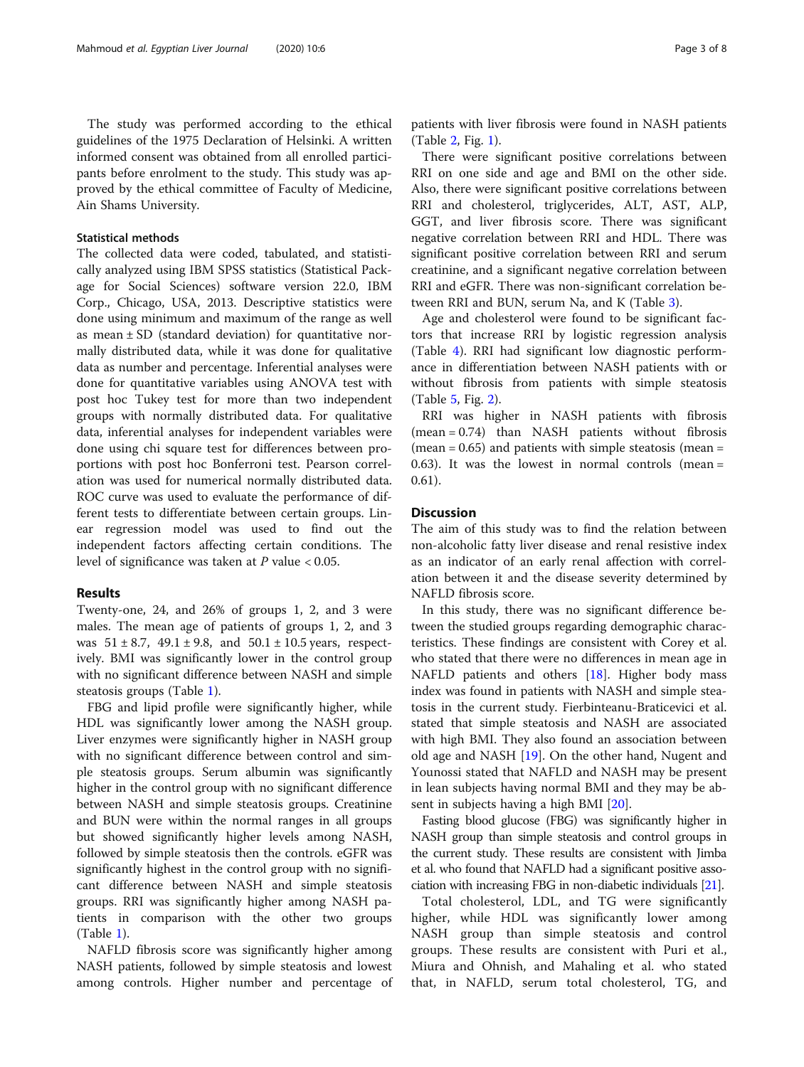The study was performed according to the ethical guidelines of the 1975 Declaration of Helsinki. A written informed consent was obtained from all enrolled participants before enrolment to the study. This study was approved by the ethical committee of Faculty of Medicine, Ain Shams University.

### Statistical methods

The collected data were coded, tabulated, and statistically analyzed using IBM SPSS statistics (Statistical Package for Social Sciences) software version 22.0, IBM Corp., Chicago, USA, 2013. Descriptive statistics were done using minimum and maximum of the range as well as mean ± SD (standard deviation) for quantitative normally distributed data, while it was done for qualitative data as number and percentage. Inferential analyses were done for quantitative variables using ANOVA test with post hoc Tukey test for more than two independent groups with normally distributed data. For qualitative data, inferential analyses for independent variables were done using chi square test for differences between proportions with post hoc Bonferroni test. Pearson correlation was used for numerical normally distributed data. ROC curve was used to evaluate the performance of different tests to differentiate between certain groups. Linear regression model was used to find out the independent factors affecting certain conditions. The level of significance was taken at $P$ value < 0.05.

## Results

Twenty-one, 24, and 26% of groups 1, 2, and 3 were males. The mean age of patients of groups 1, 2, and 3 was 51 ± 8.7, 49.1 ± 9.8, and 50.1 ± 10.5 years, respectively. BMI was significantly lower in the control group with no significant difference between NASH and simple steatosis groups (Table 1).

FBG and lipid profile were significantly higher, while HDL was significantly lower among the NASH group. Liver enzymes were significantly higher in NASH group with no significant difference between control and simple steatosis groups. Serum albumin was significantly higher in the control group with no significant difference between NASH and simple steatosis groups. Creatinine and BUN were within the normal ranges in all groups but showed significantly higher levels among NASH, followed by simple steatosis then the controls. eGFR was significantly highest in the control group with no significant difference between NASH and simple steatosis groups. RRI was significantly higher among NASH patients in comparison with the other two groups (Table 1).

NAFLD fibrosis score was significantly higher among NASH patients, followed by simple steatosis and lowest among controls. Higher number and percentage of patients with liver fibrosis were found in NASH patients (Table 2, Fig. 1).

There were significant positive correlations between RRI on one side and age and BMI on the other side. Also, there were significant positive correlations between RRI and cholesterol, triglycerides, ALT, AST, ALP, GGT, and liver fibrosis score. There was significant negative correlation between RRI and HDL. There was significant positive correlation between RRI and serum creatinine, and a significant negative correlation between RRI and eGFR. There was non-significant correlation between RRI and BUN, serum Na, and K (Table 3).

Age and cholesterol were found to be significant factors that increase RRI by logistic regression analysis (Table 4). RRI had significant low diagnostic performance in differentiation between NASH patients with or without fibrosis from patients with simple steatosis (Table 5, Fig. 2).

RRI was higher in NASH patients with fibrosis (mean = 0.74) than NASH patients without fibrosis (mean = 0.65) and patients with simple steatosis (mean = 0.63). It was the lowest in normal controls (mean = 0.61).

## Discussion

The aim of this study was to find the relation between non-alcoholic fatty liver disease and renal resistive index as an indicator of an early renal affection with correlation between it and the disease severity determined by NAFLD fibrosis score.

In this study, there was no significant difference between the studied groups regarding demographic characteristics. These findings are consistent with Corey et al. who stated that there were no differences in mean age in NAFLD patients and others [18]. Higher body mass index was found in patients with NASH and simple steatosis in the current study. Fierbinteanu-Braticevici et al. stated that simple steatosis and NASH are associated with high BMI. They also found an association between old age and NASH [19]. On the other hand, Nugent and Younossi stated that NAFLD and NASH may be present in lean subjects having normal BMI and they may be absent in subjects having a high BMI [20].

Fasting blood glucose (FBG) was significantly higher in NASH group than simple steatosis and control groups in the current study. These results are consistent with Jimba et al. who found that NAFLD had a significant positive association with increasing FBG in non-diabetic individuals [21].

Total cholesterol, LDL, and TG were significantly higher, while HDL was significantly lower among NASH group than simple steatosis and control groups. These results are consistent with Puri et al., Miura and Ohnish, and Mahaling et al. who stated that, in NAFLD, serum total cholesterol, TG, and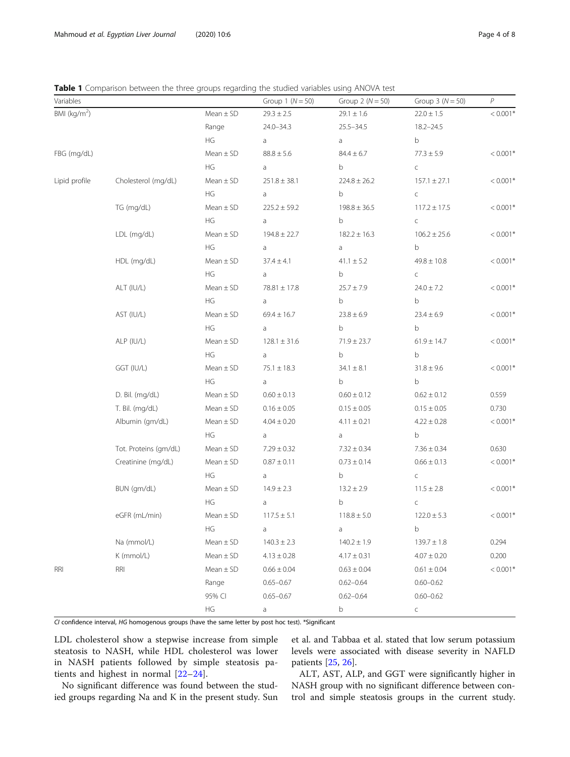**Table 1** Comparison between the three groups regarding the studied variables using ANOVA test

| Variables | | | Group 1 ($N = 50$) | Group 2 ($N = 50$) | Group 3 ($N = 50$) | $P$ |
|---|---|---|---|---|---|---|
| BMI (kg/m$^2$) | | Mean ± SD | 29.3 ± 2.5 | 29.1 ± 1.6 | 22.0 ± 1.5 | < 0.001* |
| | | Range | 24.0–34.3 | 25.5–34.5 | 18.2–24.5 | |
| | | HG | a | a | b | |
| FBG (mg/dL) | | Mean ± SD | 88.8 ± 5.6 | 84.4 ± 6.7 | 77.3 ± 5.9 | < 0.001* |
| | | HG | a | b | c | |
| Lipid profile | Cholesterol (mg/dL) | Mean ± SD | 251.8 ± 38.1 | 224.8 ± 26.2 | 157.1 ± 27.1 | < 0.001* |
| | | HG | a | b | c | |
| | TG (mg/dL) | Mean ± SD | 225.2 ± 59.2 | 198.8 ± 36.5 | 117.2 ± 17.5 | < 0.001* |
| | | HG | a | b | c | |
| | LDL (mg/dL) | Mean ± SD | 194.8 ± 22.7 | 182.2 ± 16.3 | 106.2 ± 25.6 | < 0.001* |
| | | HG | a | a | b | |
| | HDL (mg/dL) | Mean ± SD | 37.4 ± 4.1 | 41.1 ± 5.2 | 49.8 ± 10.8 | < 0.001* |
| | | HG | a | b | c | |
| | ALT (IU/L) | Mean ± SD | 78.81 ± 17.8 | 25.7 ± 7.9 | 24.0 ± 7.2 | < 0.001* |
| | | HG | a | b | b | |
| | AST (IU/L) | Mean ± SD | 69.4 ± 16.7 | 23.8 ± 6.9 | 23.4 ± 6.9 | < 0.001* |
| | | HG | a | b | b | |
| | ALP (IU/L) | Mean ± SD | 128.1 ± 31.6 | 71.9 ± 23.7 | 61.9 ± 14.7 | < 0.001* |
| | | HG | a | b | b | |
| | GGT (IU/L) | Mean ± SD | 75.1 ± 18.3 | 34.1 ± 8.1 | 31.8 ± 9.6 | < 0.001* |
| | | HG | a | b | b | |
| | D. Bil. (mg/dL) | Mean ± SD | 0.60 ± 0.13 | 0.60 ± 0.12 | 0.62 ± 0.12 | 0.559 |
| | T. Bil. (mg/dL) | Mean ± SD | 0.16 ± 0.05 | 0.15 ± 0.05 | 0.15 ± 0.05 | 0.730 |
| | Albumin (gm/dL) | Mean ± SD | 4.04 ± 0.20 | 4.11 ± 0.21 | 4.22 ± 0.28 | < 0.001* |
| | | HG | a | a | b | |
| | Tot. Proteins (gm/dL) | Mean ± SD | 7.29 ± 0.32 | 7.32 ± 0.34 | 7.36 ± 0.34 | 0.630 |
| | Creatinine (mg/dL) | Mean ± SD | 0.87 ± 0.11 | 0.73 ± 0.14 | 0.66 ± 0.13 | < 0.001* |
| | | HG | a | b | c | |
| | BUN (gm/dL) | Mean ± SD | 14.9 ± 2.3 | 13.2 ± 2.9 | 11.5 ± 2.8 | < 0.001* |
| | | HG | a | b | c | |
| | eGFR (mL/min) | Mean ± SD | 117.5 ± 5.1 | 118.8 ± 5.0 | 122.0 ± 5.3 | < 0.001* |
| | | HG | a | a | b | |
| | Na (mmol/L) | Mean ± SD | 140.3 ± 2.3 | 140.2 ± 1.9 | 139.7 ± 1.8 | 0.294 |
| | K (mmol/L) | Mean ± SD | 4.13 ± 0.28 | 4.17 ± 0.31 | 4.07 ± 0.20 | 0.200 |
| RRI | RRI | Mean ± SD | 0.66 ± 0.04 | 0.63 ± 0.04 | 0.61 ± 0.04 | < 0.001* |
| | | Range | 0.65–0.67 | 0.62–0.64 | 0.60–0.62 | |
| | | 95% CI | 0.65–0.67 | 0.62–0.64 | 0.60–0.62 | |
| | | HG | a | b | c | |

*CI* confidence interval, *HG* homogenous groups (have the same letter by post hoc test). *Significant

LDL cholesterol show a stepwise increase from simple steatosis to NASH, while HDL cholesterol was lower in NASH patients followed by simple steatosis patients and highest in normal [22–24].

No significant difference was found between the studied groups regarding Na and K in the present study. Sun et al. and Tabbaa et al. stated that low serum potassium levels were associated with disease severity in NAFLD patients [25, 26].

ALT, AST, ALP, and GGT were significantly higher in NASH group with no significant difference between control and simple steatosis groups in the current study.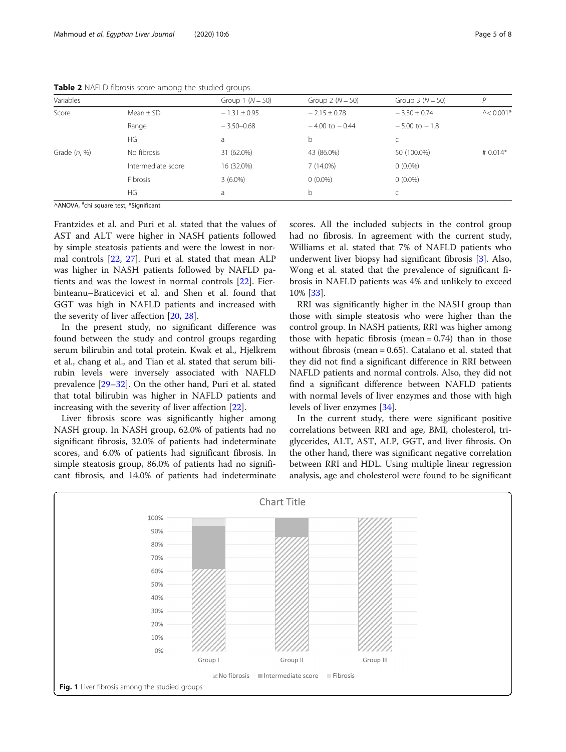**Table 2** NAFLD fibrosis score among the studied groups

| Variables | | Group 1 ($N = 50$) | Group 2 ($N = 50$) | Group 3 ($N = 50$) | P |
|---|---|---|---|---|---|
| Score | Mean ± SD | − 1.31 ± 0.95 | − 2.15 ± 0.78 | − 3.30 ± 0.74 | ^< 0.001* |
| | Range | − 3.50–0.68 | − 4.00 to − 0.44 | − 5.00 to − 1.8 | |
| | HG | a | b | c | |
| Grade (*n*, %) | No fibrosis | 31 (62.0%) | 43 (86.0%) | 50 (100.0%) | # 0.014* |
| | Intermediate score | 16 (32.0%) | 7 (14.0%) | 0 (0.0%) | |
| | Fibrosis | 3 (6.0%) | 0 (0.0%) | 0 (0.0%) | |
| | HG | a | b | c | |

^ANOVA, #chi square test, *Significant

Frantzides et al. and Puri et al. stated that the values of AST and ALT were higher in NASH patients followed by simple steatosis patients and were the lowest in normal controls [22, 27]. Puri et al. stated that mean ALP was higher in NASH patients followed by NAFLD patients and was the lowest in normal controls [22]. Fierbinteanu–Braticevici et al. and Shen et al. found that GGT was high in NAFLD patients and increased with the severity of liver affection [20, 28].

In the present study, no significant difference was found between the study and control groups regarding serum bilirubin and total protein. Kwak et al., Hjelkrem et al., chang et al., and Tian et al. stated that serum bilirubin levels were inversely associated with NAFLD prevalence [29–32]. On the other hand, Puri et al. stated that total bilirubin was higher in NAFLD patients and increasing with the severity of liver affection [22].

Liver fibrosis score was significantly higher among NASH group. In NASH group, 62.0% of patients had no significant fibrosis, 32.0% of patients had indeterminate scores, and 6.0% of patients had significant fibrosis. In simple steatosis group, 86.0% of patients had no significant fibrosis, and 14.0% of patients had indeterminate scores. All the included subjects in the control group had no fibrosis. In agreement with the current study, Williams et al. stated that 7% of NAFLD patients who underwent liver biopsy had significant fibrosis [3]. Also, Wong et al. stated that the prevalence of significant fibrosis in NAFLD patients was 4% and unlikely to exceed 10% [33].

RRI was significantly higher in the NASH group than those with simple steatosis who were higher than the control group. In NASH patients, RRI was higher among those with hepatic fibrosis (mean = 0.74) than in those without fibrosis (mean = 0.65). Catalano et al. stated that they did not find a significant difference in RRI between NAFLD patients and normal controls. Also, they did not find a significant difference between NAFLD patients with normal levels of liver enzymes and those with high levels of liver enzymes [34].

In the current study, there were significant positive correlations between RRI and age, BMI, cholesterol, triglycerides, ALT, AST, ALP, GGT, and liver fibrosis. On the other hand, there was significant negative correlation between RRI and HDL. Using multiple linear regression analysis, age and cholesterol were found to be significant

Chart Title

100%
90%
80%
70%
60%
50%
40%
30%
20%
10%
0%

Group I
Group II
Group III

No fibrosis
Intermediate score
Fibrosis

**Fig. 1** Liver fibrosis among the studied groups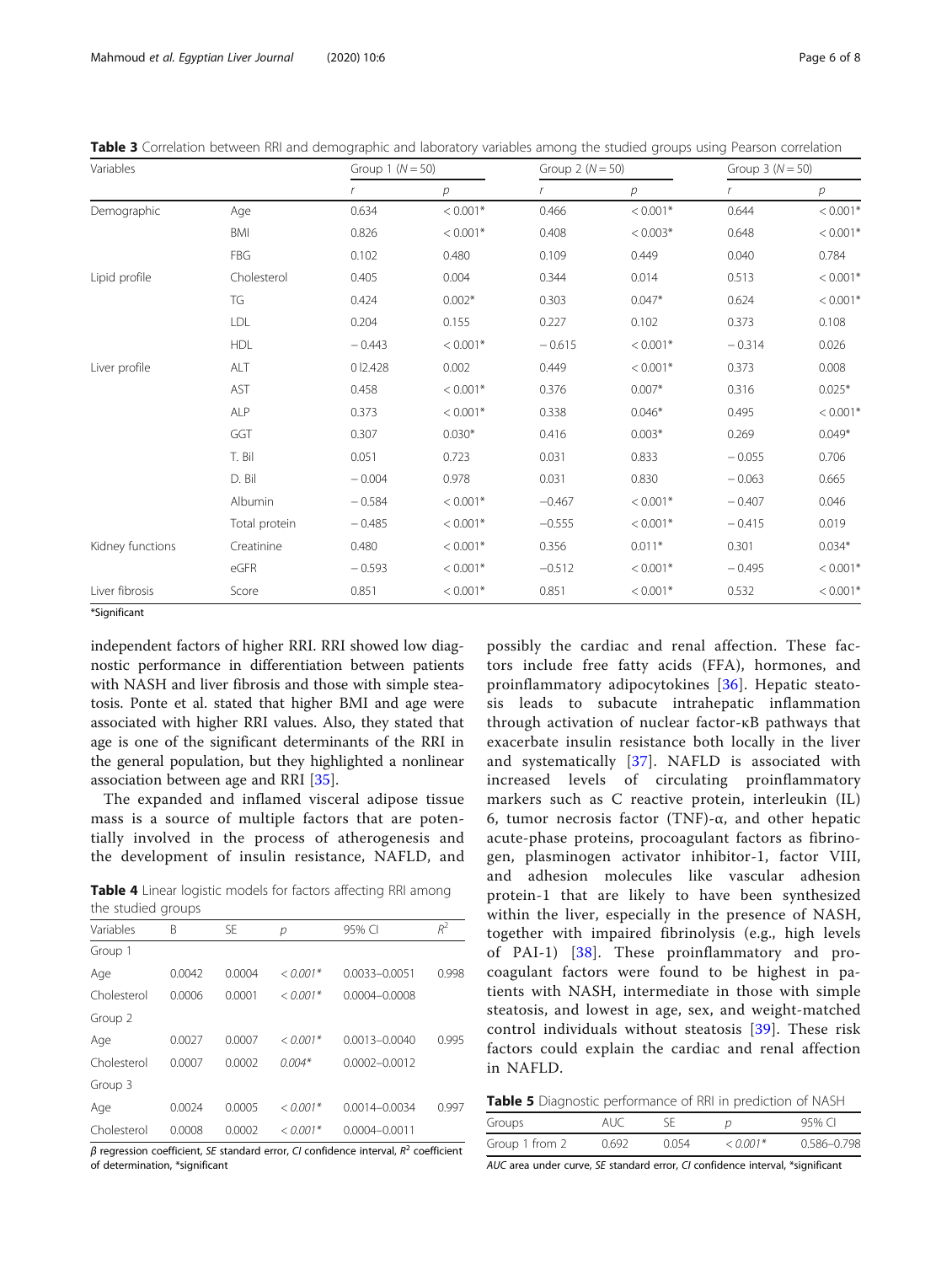**Table 3** Correlation between RRI and demographic and laboratory variables among the studied groups using Pearson correlation

| Variables | | Group 1 (N = 50) | | Group 2 (N = 50) | | Group 3 (N = 50) | |
|---|---|---|---|---|---|---|---|
| | | *r* | *p* | *r* | *p* | *r* | *p* |
| Demographic | Age | 0.634 | < 0.001* | 0.466 | < 0.001* | 0.644 | < 0.001* |
| | BMI | 0.826 | < 0.001* | 0.408 | < 0.003* | 0.648 | < 0.001* |
| | FBG | 0.102 | 0.480 | 0.109 | 0.449 | 0.040 | 0.784 |
| Lipid profile | Cholesterol | 0.405 | 0.004 | 0.344 | 0.014 | 0.513 | < 0.001* |
| | TG | 0.424 | 0.002* | 0.303 | 0.047* | 0.624 | < 0.001* |
| | LDL | 0.204 | 0.155 | 0.227 | 0.102 | 0.373 | 0.108 |
| | HDL | − 0.443 | < 0.001* | − 0.615 | < 0.001* | − 0.314 | 0.026 |
| Liver profile | ALT | 0 |2.428 | 0.002 | 0.449 | < 0.001* | 0.373 | 0.008 |
| | AST | 0.458 | < 0.001* | 0.376 | 0.007* | 0.316 | 0.025* |
| | ALP | 0.373 | < 0.001* | 0.338 | 0.046* | 0.495 | < 0.001* |
| | GGT | 0.307 | 0.030* | 0.416 | 0.003* | 0.269 | 0.049* |
| | T. Bil | 0.051 | 0.723 | 0.031 | 0.833 | − 0.055 | 0.706 |
| | D. Bil | − 0.004 | 0.978 | 0.031 | 0.830 | − 0.063 | 0.665 |
| | Albumin | − 0.584 | < 0.001* | −0.467 | < 0.001* | − 0.407 | 0.046 |
| | Total protein | − 0.485 | < 0.001* | −0.555 | < 0.001* | − 0.415 | 0.019 |
| Kidney functions | Creatinine | 0.480 | < 0.001* | 0.356 | 0.011* | 0.301 | 0.034* |
| | eGFR | − 0.593 | < 0.001* | −0.512 | < 0.001* | − 0.495 | < 0.001* |
| Liver fibrosis | Score | 0.851 | < 0.001* | 0.851 | < 0.001* | 0.532 | < 0.001* |

*Significant

independent factors of higher RRI. RRI showed low diagnostic performance in differentiation between patients with NASH and liver fibrosis and those with simple steatosis. Ponte et al. stated that higher BMI and age were associated with higher RRI values. Also, they stated that age is one of the significant determinants of the RRI in the general population, but they highlighted a nonlinear association between age and RRI [35].

The expanded and inflamed visceral adipose tissue mass is a source of multiple factors that are potentially involved in the process of atherogenesis and the development of insulin resistance, NAFLD, and possibly the cardiac and renal affection. These factors include free fatty acids (FFA), hormones, and proinflammatory adipocytokines [36]. Hepatic steatosis leads to subacute intrahepatic inflammation through activation of nuclear factor-κB pathways that exacerbate insulin resistance both locally in the liver and systemically [37]. NAFLD is associated with increased levels of circulating proinflammatory markers such as C reactive protein, interleukin (IL) 6, tumor necrosis factor (TNF)-α, and other hepatic acute-phase proteins, procoagulant factors as fibrinogen, plasminogen activator inhibitor-1, factor VIII, and adhesion molecules like vascular adhesion protein-1 that are likely to have been synthesized within the liver, especially in the presence of NASH, together with impaired fibrinolysis (e.g., high levels of PAI-1) [38]. These proinflammatory and procoagulant factors were found to be highest in patients with NASH, intermediate in those with simple steatosis, and lowest in age, sex, and weight-matched control individuals without steatosis [39]. These risk factors could explain the cardiac and renal affection in NAFLD.

**Table 4** Linear logistic models for factors affecting RRI among the studied groups

| Variables | B | SE | *p* | 95% CI | $R^2$ |
|---|---|---|---|---|---|
| Group 1 | | | | | |
| Age | 0.0042 | 0.0004 | *< 0.001** | 0.0033–0.0051 | 0.998 |
| Cholesterol | 0.0006 | 0.0001 | *< 0.001** | 0.0004–0.0008 | |
| Group 2 | | | | | |
| Age | 0.0027 | 0.0007 | *< 0.001** | 0.0013–0.0040 | 0.995 |
| Cholesterol | 0.0007 | 0.0002 | *0.004** | 0.0002–0.0012 | |
| Group 3 | | | | | |
| Age | 0.0024 | 0.0005 | *< 0.001** | 0.0014–0.0034 | 0.997 |
| Cholesterol | 0.0008 | 0.0002 | *< 0.001** | 0.0004–0.0011 | |

*β* regression coefficient, *SE* standard error, *CI* confidence interval, $R^2$ coefficient of determination, *significant

**Table 5** Diagnostic performance of RRI in prediction of NASH

| Groups | AUC | SE | *p* | 95% CI |
|---|---|---|---|---|
| Group 1 from 2 | 0.692 | 0.054 | *< 0.001** | 0.586–0.798 |

*AUC* area under curve, *SE* standard error, *CI* confidence interval, *significant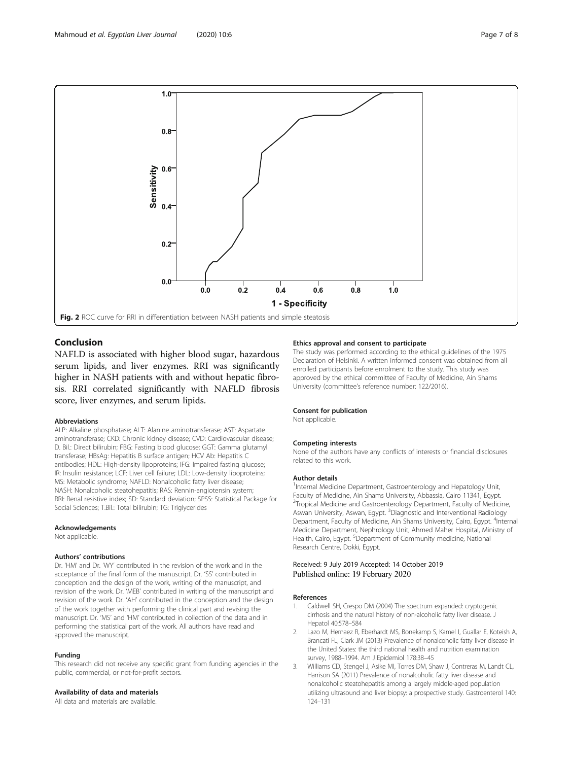Sensitivity

1.0

0.8

0.6

0.4

0.2

0.0

0.0 0.2 0.4 0.6 0.8 1.0

1 - Specificity

**Fig. 2** ROC curve for RRI in differentiation between NASH patients and simple steatosis

## Conclusion

NAFLD is associated with higher blood sugar, hazardous serum lipids, and liver enzymes. RRI was significantly higher in NASH patients with and without hepatic fibrosis. RRI correlated significantly with NAFLD fibrosis score, liver enzymes, and serum lipids.

#### Abbreviations

ALP: Alkaline phosphatase; ALT: Alanine aminotransferase; AST: Aspartate aminotransferase; CKD: Chronic kidney disease; CVD: Cardiovascular disease; D. Bil.: Direct bilirubin; FBG: Fasting blood glucose; GGT: Gamma glutamyl transferase; HBsAg: Hepatitis B surface antigen; HCV Ab: Hepatitis C antibodies; HDL: High-density lipoproteins; IFG: Impaired fasting glucose; IR: Insulin resistance; LCF: Liver cell failure; LDL: Low-density lipoproteins; MS: Metabolic syndrome; NAFLD: Nonalcoholic fatty liver disease; NASH: Nonalcoholic steatohepatitis; RAS: Rennin-angiotensin system; RRI: Renal resistive index; SD: Standard deviation; SPSS: Statistical Package for Social Sciences; T.Bil.: Total bilirubin; TG: Triglycerides

#### Acknowledgements

Not applicable.

#### Authors' contributions

Dr. 'HM' and Dr. 'WY' contributed in the revision of the work and in the acceptance of the final form of the manuscript. Dr. 'SS' contributed in conception and the design of the work, writing of the manuscript, and revision of the work. Dr. 'MEB' contributed in writing of the manuscript and revision of the work. Dr. 'AH' contributed in the conception and the design of the work together with performing the clinical part and revising the manuscript. Dr. 'MS' and 'HM' contributed in collection of the data and in performing the statistical part of the work. All authors have read and approved the manuscript.

#### Funding

This research did not receive any specific grant from funding agencies in the public, commercial, or not-for-profit sectors.

#### Availability of data and materials

All data and materials are available.

#### Ethics approval and consent to participate

The study was performed according to the ethical guidelines of the 1975 Declaration of Helsinki. A written informed consent was obtained from all enrolled participants before enrolment to the study. This study was approved by the ethical committee of Faculty of Medicine, Ain Shams University (committee's reference number: 122/2016).

#### Consent for publication

Not applicable.

#### Competing interests

None of the authors have any conflicts of interests or financial disclosures related to this work.

#### Author details

[1]Internal Medicine Department, Gastroenterology and Hepatology Unit, Faculty of Medicine, Ain Shams University, Abbassia, Cairo 11341, Egypt. [2]Tropical Medicine and Gastroenterology Department, Faculty of Medicine, Aswan University, Aswan, Egypt. [3]Diagnostic and Interventional Radiology Department, Faculty of Medicine, Ain Shams University, Cairo, Egypt. [4]Internal Medicine Department, Nephrology Unit, Ahmed Maher Hospital, Ministry of Health, Cairo, Egypt. [5]Department of Community medicine, National Research Centre, Dokki, Egypt.

Received: 9 July 2019 Accepted: 14 October 2019
Published online: 19 February 2020

#### References

1. Caldwell SH, Crespo DM (2004) The spectrum expanded: cryptogenic cirrhosis and the natural history of non-alcoholic fatty liver disease. J Hepatol 40:578–584
2. Lazo M, Hernaez R, Eberhardt MS, Bonekamp S, Kamel I, Guallar E, Koteish A, Brancati FL, Clark JM (2013) Prevalence of nonalcoholic fatty liver disease in the United States: the third national health and nutrition examination survey, 1988–1994. Am J Epidemiol 178:38–45
3. Williams CD, Stengel J, Asike MI, Torres DM, Shaw J, Contreras M, Landt CL, Harrison SA (2011) Prevalence of nonalcoholic fatty liver disease and nonalcoholic steatohepatitis among a largely middle-aged population utilizing ultrasound and liver biopsy: a prospective study. Gastroenterol 140: 124–131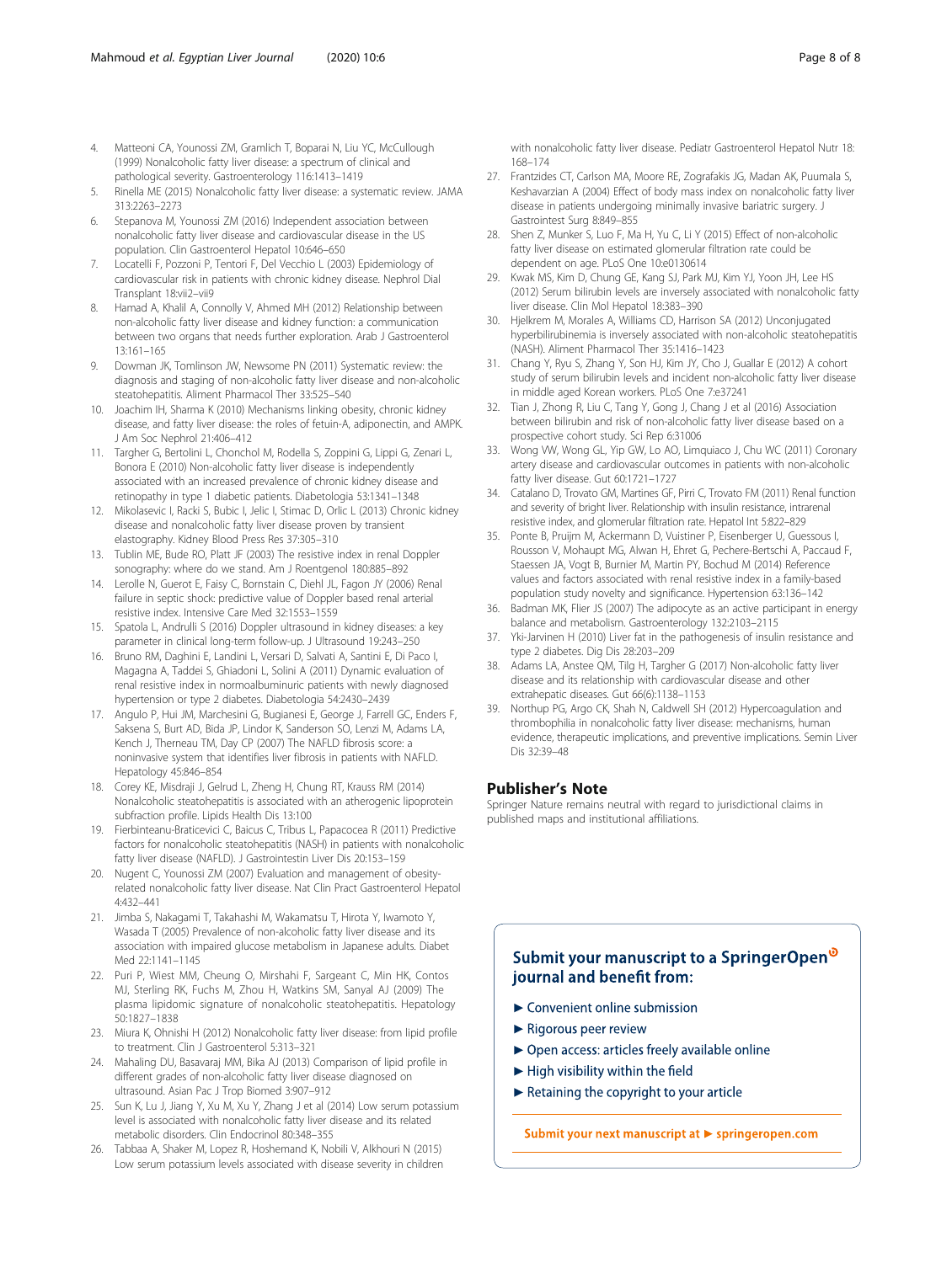4. Matteoni CA, Younossi ZM, Gramlich T, Boparai N, Liu YC, McCullough (1999) Nonalcoholic fatty liver disease: a spectrum of clinical and pathological severity. Gastroenterology 116:1413–1419
5. Rinella ME (2015) Nonalcoholic fatty liver disease: a systematic review. JAMA 313:2263–2273
6. Stepanova M, Younossi ZM (2016) Independent association between nonalcoholic fatty liver disease and cardiovascular disease in the US population. Clin Gastroenterol Hepatol 10:646–650
7. Locatelli F, Pozzoni P, Tentori F, Del Vecchio L (2003) Epidemiology of cardiovascular risk in patients with chronic kidney disease. Nephrol Dial Transplant 18:vii2–vii9
8. Hamad A, Khalil A, Connolly V, Ahmed MH (2012) Relationship between non-alcoholic fatty liver disease and kidney function: a communication between two organs that needs further exploration. Arab J Gastroenterol 13:161–165
9. Dowman JK, Tomlinson JW, Newsome PN (2011) Systematic review: the diagnosis and staging of non-alcoholic fatty liver disease and non-alcoholic steatohepatitis. Aliment Pharmacol Ther 33:525–540
10. Joachim IH, Sharma K (2010) Mechanisms linking obesity, chronic kidney disease, and fatty liver disease: the roles of fetuin-A, adiponectin, and AMPK. J Am Soc Nephrol 21:406–412
11. Targher G, Bertolini L, Chonchol M, Rodella S, Zoppini G, Lippi G, Zenari L, Bonora E (2010) Non-alcoholic fatty liver disease is independently associated with an increased prevalence of chronic kidney disease and retinopathy in type 1 diabetic patients. Diabetologia 53:1341–1348
12. Mikolasevic I, Racki S, Bubic I, Jelic I, Stimac D, Orlic L (2013) Chronic kidney disease and nonalcoholic fatty liver disease proven by transient elastography. Kidney Blood Press Res 37:305–310
13. Tublin ME, Bude RO, Platt JF (2003) The resistive index in renal Doppler sonography: where do we stand. Am J Roentgenol 180:885–892
14. Lerolle N, Guerot E, Faisy C, Bornstain C, Diehl JL, Fagon JY (2006) Renal failure in septic shock: predictive value of Doppler based renal arterial resistive index. Intensive Care Med 32:1553–1559
15. Spatola L, Andrulli S (2016) Doppler ultrasound in kidney diseases: a key parameter in clinical long-term follow-up. J Ultrasound 19:243–250
16. Bruno RM, Daghini E, Landini L, Versari D, Salvati A, Santini E, Di Paco I, Magagna A, Taddei S, Ghiadoni L, Solini A (2011) Dynamic evaluation of renal resistive index in normoalbuminuric patients with newly diagnosed hypertension or type 2 diabetes. Diabetologia 54:2430–2439
17. Angulo P, Hui JM, Marchesini G, Bugianesi E, George J, Farrell GC, Enders F, Saksena S, Burt AD, Bida JP, Lindor K, Sanderson SO, Lenzi M, Adams LA, Kench J, Therneau TM, Day CP (2007) The NAFLD fibrosis score: a noninvasive system that identifies liver fibrosis in patients with NAFLD. Hepatology 45:846–854
18. Corey KE, Misdraji J, Gelrud L, Zheng H, Chung RT, Krauss RM (2014) Nonalcoholic steatohepatitis is associated with an atherogenic lipoprotein subfraction profile. Lipids Health Dis 13:100
19. Fierbinteanu-Braticevici C, Baicus C, Tribus L, Papacocea R (2011) Predictive factors for nonalcoholic steatohepatitis (NASH) in patients with nonalcoholic fatty liver disease (NAFLD). J Gastrointestin Liver Dis 20:153–159
20. Nugent C, Younossi ZM (2007) Evaluation and management of obesity-related nonalcoholic fatty liver disease. Nat Clin Pract Gastroenterol Hepatol 4:432–441
21. Jimba S, Nakagami T, Takahashi M, Wakamatsu T, Hirota Y, Iwamoto Y, Wasada T (2005) Prevalence of non-alcoholic fatty liver disease and its association with impaired glucose metabolism in Japanese adults. Diabet Med 22:1141–1145
22. Puri P, Wiest MM, Cheung O, Mirshahi F, Sargeant C, Min HK, Contos MJ, Sterling RK, Fuchs M, Zhou H, Watkins SM, Sanyal AJ (2009) The plasma lipidomic signature of nonalcoholic steatohepatitis. Hepatology 50:1827–1838
23. Miura K, Ohnishi H (2012) Nonalcoholic fatty liver disease: from lipid profile to treatment. Clin J Gastroenterol 5:313–321
24. Mahaling DU, Basavaraj MM, Bika AJ (2013) Comparison of lipid profile in different grades of non-alcoholic fatty liver disease diagnosed on ultrasound. Asian Pac J Trop Biomed 3:907–912
25. Sun K, Lu J, Jiang Y, Xu M, Xu Y, Zhang J et al (2014) Low serum potassium level is associated with nonalcoholic fatty liver disease and its related metabolic disorders. Clin Endocrinol 80:348–355
26. Tabbaa A, Shaker M, Lopez R, Hoshemand K, Nobili V, Alkhouri N (2015) Low serum potassium levels associated with disease severity in children with nonalcoholic fatty liver disease. Pediatr Gastroenterol Hepatol Nutr 18:168–174
27. Frantzides CT, Carlson MA, Moore RE, Zografakis JG, Madan AK, Puumala S, Keshavarzian A (2004) Effect of body mass index on nonalcoholic fatty liver disease in patients undergoing minimally invasive bariatric surgery. J Gastrointest Surg 8:849–855
28. Shen Z, Munker S, Luo F, Ma H, Yu C, Li Y (2015) Effect of non-alcoholic fatty liver disease on estimated glomerular filtration rate could be dependent on age. PLoS One 10:e0130614
29. Kwak MS, Kim D, Chung GE, Kang SJ, Park MJ, Kim YJ, Yoon JH, Lee HS (2012) Serum bilirubin levels are inversely associated with nonalcoholic fatty liver disease. Clin Mol Hepatol 18:383–390
30. Hjelkrem M, Morales A, Williams CD, Harrison SA (2012) Unconjugated hyperbilirubinemia is inversely associated with non-alcoholic steatohepatitis (NASH). Aliment Pharmacol Ther 35:1416–1423
31. Chang Y, Ryu S, Zhang Y, Son HJ, Kim JY, Cho J, Guallar E (2012) A cohort study of serum bilirubin levels and incident non-alcoholic fatty liver disease in middle aged Korean workers. PLoS One 7:e37241
32. Tian J, Zhong R, Liu C, Tang Y, Gong J, Chang J et al (2016) Association between bilirubin and risk of non-alcoholic fatty liver disease based on a prospective cohort study. Sci Rep 6:31006
33. Wong VW, Wong GL, Yip GW, Lo AO, Limquiaco J, Chu WC (2011) Coronary artery disease and cardiovascular outcomes in patients with non-alcoholic fatty liver disease. Gut 60:1721–1727
34. Catalano D, Trovato GM, Martines GF, Pirri C, Trovato FM (2011) Renal function and severity of bright liver. Relationship with insulin resistance, intrarenal resistive index, and glomerular filtration rate. Hepatol Int 5:822–829
35. Ponte B, Pruijm M, Ackermann D, Vuistiner P, Eisenberger U, Guessous I, Rousson V, Mohaupt MG, Alwan H, Ehret G, Pechere-Bertschi A, Paccaud F, Staessen JA, Vogt B, Burnier M, Martin PY, Bochud M (2014) Reference values and factors associated with renal resistive index in a family-based population study novelty and significance. Hypertension 63:136–142
36. Badman MK, Flier JS (2007) The adipocyte as an active participant in energy balance and metabolism. Gastroenterology 132:2103–2115
37. Yki-Jarvinen H (2010) Liver fat in the pathogenesis of insulin resistance and type 2 diabetes. Dig Dis 28:203–209
38. Adams LA, Anstee QM, Tilg H, Targher G (2017) Non-alcoholic fatty liver disease and its relationship with cardiovascular disease and other extrahepatic diseases. Gut 66(6):1138–1153
39. Northup PG, Argo CK, Shah N, Caldwell SH (2012) Hypercoagulation and thrombophilia in nonalcoholic fatty liver disease: mechanisms, human evidence, therapeutic implications, and preventive implications. Semin Liver Dis 32:39–48

## Publisher's Note

Springer Nature remains neutral with regard to jurisdictional claims in published maps and institutional affiliations.

**Submit your manuscript to a SpringerOpen journal and benefit from:**

- ► Convenient online submission
- ► Rigorous peer review
- ► Open access: articles freely available online
- ► High visibility within the field
- ► Retaining the copyright to your article

**Submit your next manuscript at ► springeropen.com**